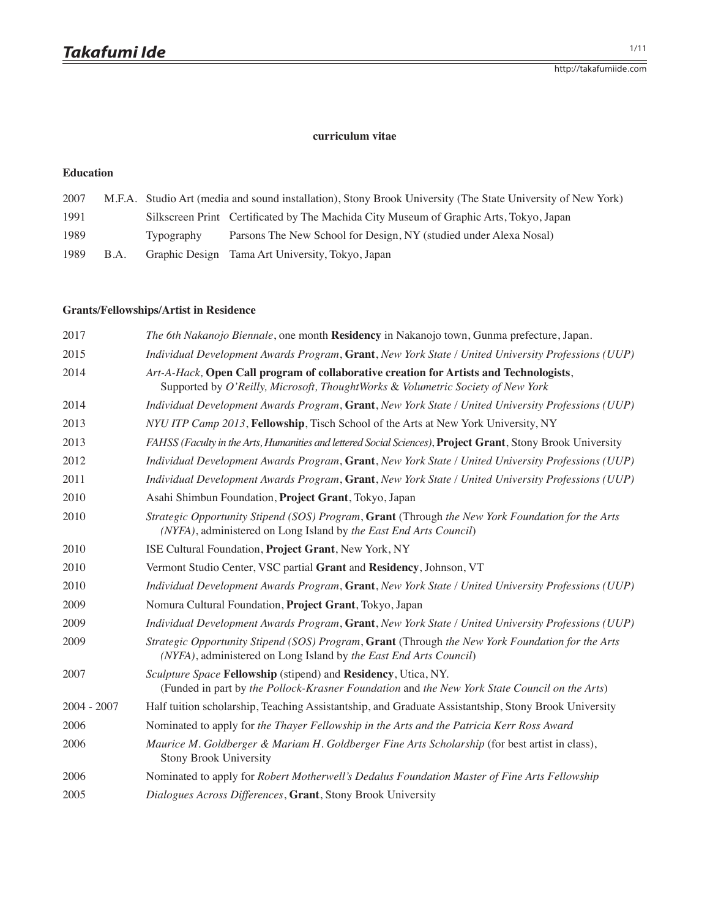# Takafumi Ide

http://takafumiide.com

**curriculum vitae**

## Education

| | | | |
|---|---|---|---|
| 2007 | M.F.A. | Studio Art (media and sound installation), Stony Brook University (The State University of New York) | |
| 1991 | | Silkscreen Print | Certificated by The Machida City Museum of Graphic Arts, Tokyo, Japan |
| 1989 | | Typography | Parsons The New School for Design, NY (studied under Alexa Nosal) |
| 1989 | B.A. | Graphic Design | Tama Art University, Tokyo, Japan |

## Grants/Fellowships/Artist in Residence

| | |
|---|---|
| 2017 | *The 6th Nakanojo Biennale*, one month **Residency** in Nakanojo town, Gunma prefecture, Japan. |
| 2015 | *Individual Development Awards Program*, **Grant**, *New York State / United University Professions (UUP)* |
| 2014 | *Art-A-Hack,* **Open Call program of collaborative creation for Artists and Technologists**, Supported by *O'Reilly, Microsoft, ThoughtWorks* & *Volumetric Society of New York* |
| 2014 | *Individual Development Awards Program*, **Grant**, *New York State / United University Professions (UUP)* |
| 2013 | *NYU ITP Camp 2013*, **Fellowship**, Tisch School of the Arts at New York University, NY |
| 2013 | *FAHSS (Faculty in the Arts, Humanities and lettered Social Sciences)*, **Project Grant**, Stony Brook University |
| 2012 | *Individual Development Awards Program*, **Grant**, *New York State / United University Professions (UUP)* |
| 2011 | *Individual Development Awards Program*, **Grant**, *New York State / United University Professions (UUP)* |
| 2010 | Asahi Shimbun Foundation, **Project Grant**, Tokyo, Japan |
| 2010 | *Strategic Opportunity Stipend (SOS) Program*, **Grant** (Through *the New York Foundation for the Arts (NYFA)*, administered on Long Island by *the East End Arts Council*) |
| 2010 | ISE Cultural Foundation, **Project Grant**, New York, NY |
| 2010 | Vermont Studio Center, VSC partial **Grant** and **Residency**, Johnson, VT |
| 2010 | *Individual Development Awards Program*, **Grant**, *New York State / United University Professions (UUP)* |
| 2009 | Nomura Cultural Foundation, **Project Grant**, Tokyo, Japan |
| 2009 | *Individual Development Awards Program*, **Grant**, *New York State / United University Professions (UUP)* |
| 2009 | *Strategic Opportunity Stipend (SOS) Program*, **Grant** (Through *the New York Foundation for the Arts (NYFA)*, administered on Long Island by *the East End Arts Council*) |
| 2007 | *Sculpture Space* **Fellowship** (stipend) and **Residency**, Utica, NY. (Funded in part by *the Pollock-Krasner Foundation* and *the New York State Council on the Arts*) |
| 2004 - 2007 | Half tuition scholarship, Teaching Assistantship, and Graduate Assistantship, Stony Brook University |
| 2006 | Nominated to apply for *the Thayer Fellowship in the Arts and the Patricia Kerr Ross Award* |
| 2006 | *Maurice M. Goldberger & Mariam H. Goldberger Fine Arts Scholarship* (for best artist in class), Stony Brook University |
| 2006 | Nominated to apply for *Robert Motherwell's Dedalus Foundation Master of Fine Arts Fellowship* |
| 2005 | *Dialogues Across Differences*, **Grant**, Stony Brook University |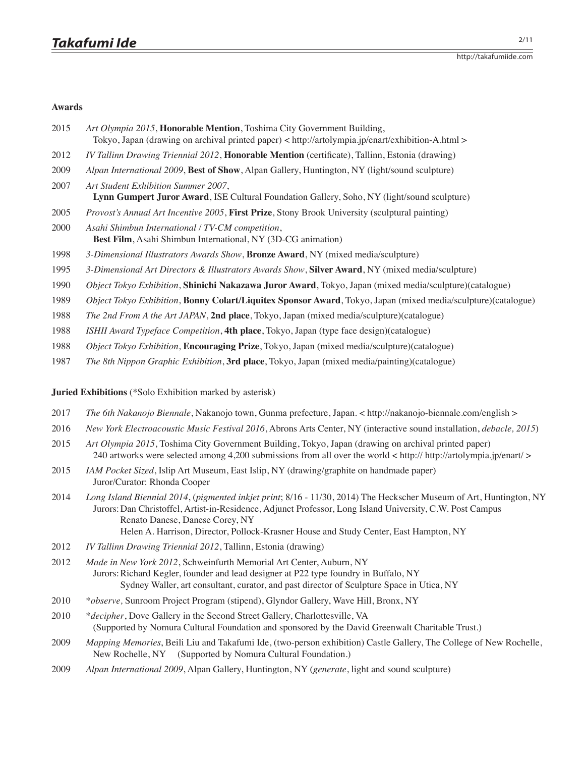**Awards**

2015 *Art Olympia 2015*, **Honorable Mention**, Toshima City Government Building, Tokyo, Japan (drawing on archival printed paper) < http://artolympia.jp/enart/exhibition-A.html >

2012 *IV Tallinn Drawing Triennial 2012*, **Honorable Mention** (certificate), Tallinn, Estonia (drawing)

2009 *Alpan International 2009*, **Best of Show**, Alpan Gallery, Huntington, NY (light/sound sculpture)

2007 *Art Student Exhibition Summer 2007*, **Lynn Gumpert Juror Award**, ISE Cultural Foundation Gallery, Soho, NY (light/sound sculpture)

2005 *Provost's Annual Art Incentive 2005*, **First Prize**, Stony Brook University (sculptural painting)

2000 *Asahi Shimbun International / TV-CM competition*, **Best Film**, Asahi Shimbun International, NY (3D-CG animation)

1998 *3-Dimensional Illustrators Awards Show*, **Bronze Award**, NY (mixed media/sculpture)

1995 *3-Dimensional Art Directors & Illustrators Awards Show*, **Silver Award**, NY (mixed media/sculpture)

1990 *Object Tokyo Exhibition*, **Shinichi Nakazawa Juror Award**, Tokyo, Japan (mixed media/sculpture)(catalogue)

1989 *Object Tokyo Exhibition*, **Bonny Colart/Liquitex Sponsor Award**, Tokyo, Japan (mixed media/sculpture)(catalogue)

1988 *The 2nd From A the Art JAPAN*, **2nd place**, Tokyo, Japan (mixed media/sculpture)(catalogue)

1988 *ISHII Award Typeface Competition*, **4th place**, Tokyo, Japan (type face design)(catalogue)

1988 *Object Tokyo Exhibition*, **Encouraging Prize**, Tokyo, Japan (mixed media/sculpture)(catalogue)

1987 *The 8th Nippon Graphic Exhibition*, **3rd place**, Tokyo, Japan (mixed media/painting)(catalogue)

**Juried Exhibitions** (*Solo Exhibition marked by asterisk)

2017 *The 6th Nakanojo Biennale*, Nakanojo town, Gunma prefecture, Japan. < http://nakanojo-biennale.com/english >

2016 *New York Electroacoustic Music Festival 2016*, Abrons Arts Center, NY (interactive sound installation, *debacle, 2015*)

2015 *Art Olympia 2015*, Toshima City Government Building, Tokyo, Japan (drawing on archival printed paper) 240 artworks were selected among 4,200 submissions from all over the world < http:// http://artolympia.jp/enart/ >

2015 *IAM Pocket Sized*, Islip Art Museum, East Islip, NY (drawing/graphite on handmade paper) Juror/Curator: Rhonda Cooper

2014 *Long Island Biennial 2014*, (*pigmented inkjet print*; 8/16 - 11/30, 2014) The Heckscher Museum of Art, Huntington, NY
Jurors: Dan Christoffel, Artist-in-Residence, Adjunct Professor, Long Island University, C.W. Post Campus
Renato Danese, Danese Corey, NY
Helen A. Harrison, Director, Pollock-Krasner House and Study Center, East Hampton, NY

2012 *IV Tallinn Drawing Triennial 2012*, Tallinn, Estonia (drawing)

2012 *Made in New York 2012*, Schweinfurth Memorial Art Center, Auburn, NY
Jurors: Richard Kegler, founder and lead designer at P22 type foundry in Buffalo, NY
Sydney Waller, art consultant, curator, and past director of Sculpture Space in Utica, NY

2010 **observe,* Sunroom Project Program (stipend), Glyndor Gallery, Wave Hill, Bronx, NY

2010 **decipher*, Dove Gallery in the Second Street Gallery, Charlottesville, VA (Supported by Nomura Cultural Foundation and sponsored by the David Greenwalt Charitable Trust.)

2009 *Mapping Memories*, Beili Liu and Takafumi Ide, (two-person exhibition) Castle Gallery, The College of New Rochelle, New Rochelle, NY (Supported by Nomura Cultural Foundation.)

2009 *Alpan International 2009*, Alpan Gallery, Huntington, NY (*generate*, light and sound sculpture)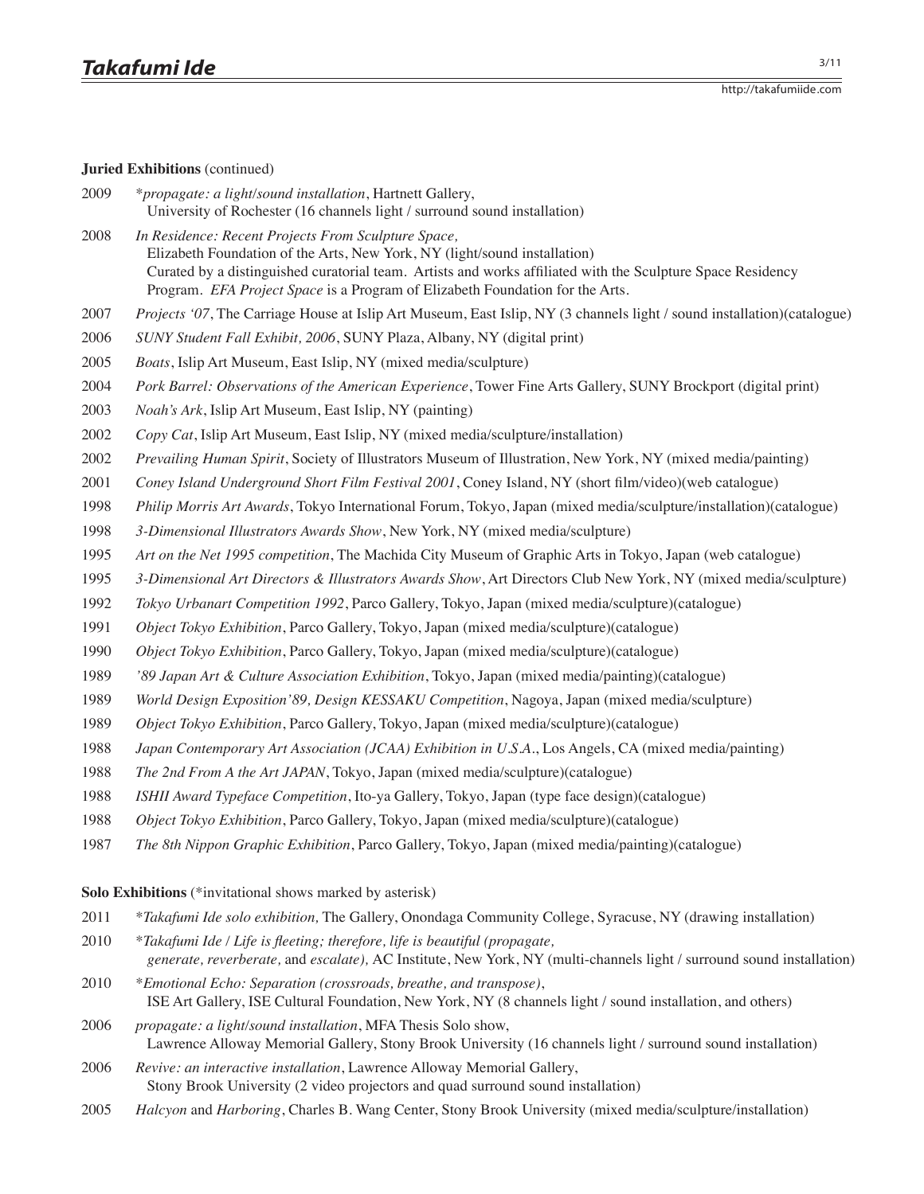**Juried Exhibitions** (continued)

2009 \**propagate: a light/sound installation*, Hartnett Gallery,
University of Rochester (16 channels light / surround sound installation)

2008 *In Residence: Recent Projects From Sculpture Space,*
Elizabeth Foundation of the Arts, New York, NY (light/sound installation)
Curated by a distinguished curatorial team. Artists and works affiliated with the Sculpture Space Residency Program. *EFA Project Space* is a Program of Elizabeth Foundation for the Arts.

2007 *Projects '07*, The Carriage House at Islip Art Museum, East Islip, NY (3 channels light / sound installation)(catalogue)

2006 *SUNY Student Fall Exhibit, 2006*, SUNY Plaza, Albany, NY (digital print)

2005 *Boats*, Islip Art Museum, East Islip, NY (mixed media/sculpture)

2004 *Pork Barrel: Observations of the American Experience*, Tower Fine Arts Gallery, SUNY Brockport (digital print)

2003 *Noah's Ark*, Islip Art Museum, East Islip, NY (painting)

2002 *Copy Cat*, Islip Art Museum, East Islip, NY (mixed media/sculpture/installation)

2002 *Prevailing Human Spirit*, Society of Illustrators Museum of Illustration, New York, NY (mixed media/painting)

2001 *Coney Island Underground Short Film Festival 2001*, Coney Island, NY (short film/video)(web catalogue)

1998 *Philip Morris Art Awards*, Tokyo International Forum, Tokyo, Japan (mixed media/sculpture/installation)(catalogue)

1998 *3-Dimensional Illustrators Awards Show*, New York, NY (mixed media/sculpture)

1995 *Art on the Net 1995 competition*, The Machida City Museum of Graphic Arts in Tokyo, Japan (web catalogue)

1995 *3-Dimensional Art Directors & Illustrators Awards Show*, Art Directors Club New York, NY (mixed media/sculpture)

1992 *Tokyo Urbanart Competition 1992*, Parco Gallery, Tokyo, Japan (mixed media/sculpture)(catalogue)

1991 *Object Tokyo Exhibition*, Parco Gallery, Tokyo, Japan (mixed media/sculpture)(catalogue)

1990 *Object Tokyo Exhibition*, Parco Gallery, Tokyo, Japan (mixed media/sculpture)(catalogue)

1989 *'89 Japan Art & Culture Association Exhibition*, Tokyo, Japan (mixed media/painting)(catalogue)

1989 *World Design Exposition'89, Design KESSAKU Competition*, Nagoya, Japan (mixed media/sculpture)

1989 *Object Tokyo Exhibition*, Parco Gallery, Tokyo, Japan (mixed media/sculpture)(catalogue)

1988 *Japan Contemporary Art Association (JCAA) Exhibition in U.S.A.*, Los Angels, CA (mixed media/painting)

1988 *The 2nd From A the Art JAPAN*, Tokyo, Japan (mixed media/sculpture)(catalogue)

1988 *ISHII Award Typeface Competition*, Ito-ya Gallery, Tokyo, Japan (type face design)(catalogue)

1988 *Object Tokyo Exhibition*, Parco Gallery, Tokyo, Japan (mixed media/sculpture)(catalogue)

1987 *The 8th Nippon Graphic Exhibition*, Parco Gallery, Tokyo, Japan (mixed media/painting)(catalogue)

**Solo Exhibitions** (*invitational shows marked by asterisk)

2011 \**Takafumi Ide solo exhibition,* The Gallery, Onondaga Community College, Syracuse, NY (drawing installation)

2010 \**Takafumi Ide / Life is fleeting; therefore, life is beautiful (propagate, generate, reverberate,* and *escalate),* AC Institute, New York, NY (multi-channels light / surround sound installation)

2010 \**Emotional Echo: Separation (crossroads, breathe, and transpose)*,
ISE Art Gallery, ISE Cultural Foundation, New York, NY (8 channels light / sound installation, and others)

2006 *propagate: a light/sound installation*, MFA Thesis Solo show,
Lawrence Alloway Memorial Gallery, Stony Brook University (16 channels light / surround sound installation)

2006 *Revive: an interactive installation*, Lawrence Alloway Memorial Gallery,
Stony Brook University (2 video projectors and quad surround sound installation)

2005 *Halcyon* and *Harboring*, Charles B. Wang Center, Stony Brook University (mixed media/sculpture/installation)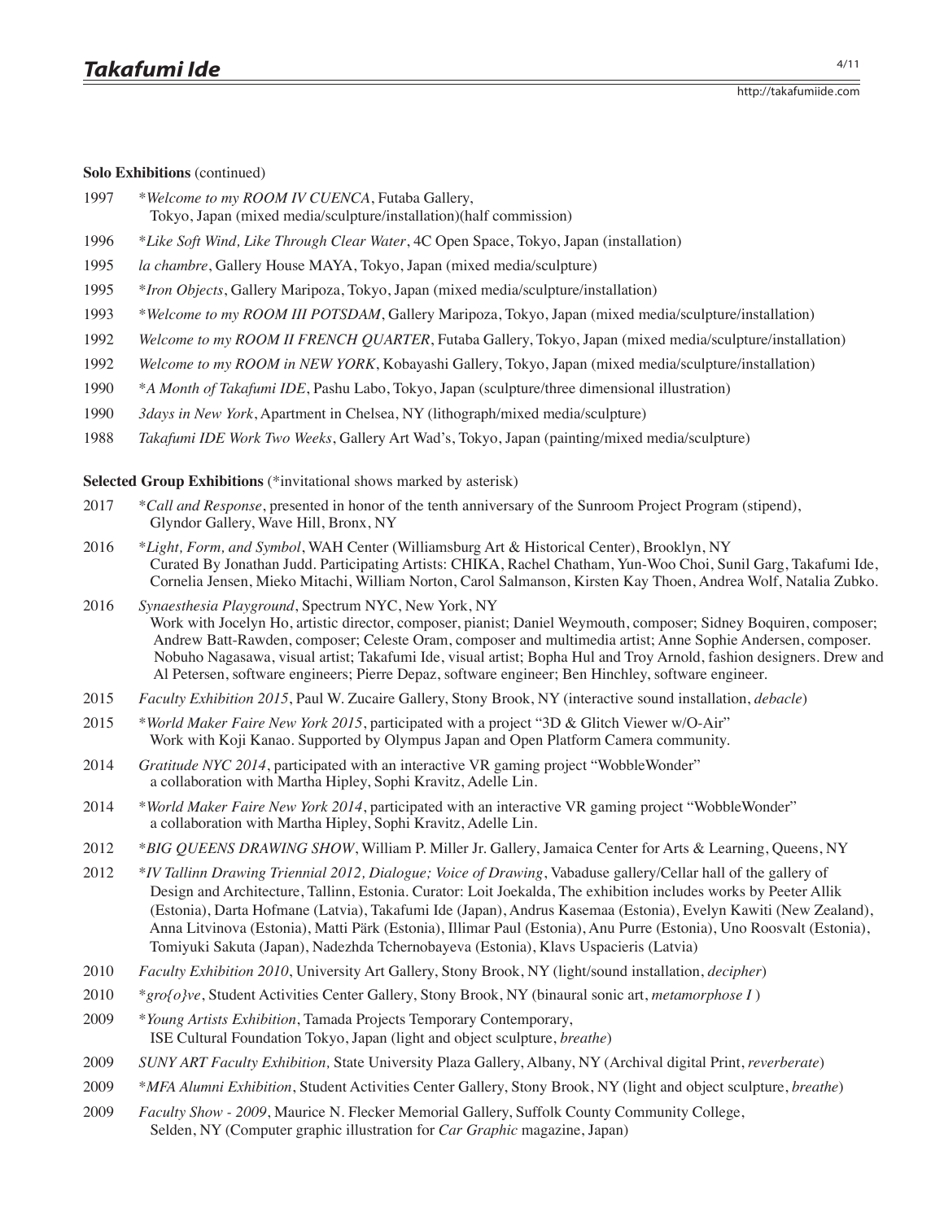**Solo Exhibitions** (continued)

1997 *Welcome to my ROOM IV CUENCA*, Futaba Gallery, Tokyo, Japan (mixed media/sculpture/installation)(half commission)

1996 **Like Soft Wind, Like Through Clear Water*, 4C Open Space, Tokyo, Japan (installation)

1995 *la chambre*, Gallery House MAYA, Tokyo, Japan (mixed media/sculpture)

1995 **Iron Objects*, Gallery Maripoza, Tokyo, Japan (mixed media/sculpture/installation)

1993 **Welcome to my ROOM III POTSDAM*, Gallery Maripoza, Tokyo, Japan (mixed media/sculpture/installation)

1992 *Welcome to my ROOM II FRENCH QUARTER*, Futaba Gallery, Tokyo, Japan (mixed media/sculpture/installation)

1992 *Welcome to my ROOM in NEW YORK*, Kobayashi Gallery, Tokyo, Japan (mixed media/sculpture/installation)

1990 **A Month of Takafumi IDE*, Pashu Labo, Tokyo, Japan (sculpture/three dimensional illustration)

1990 *3days in New York*, Apartment in Chelsea, NY (lithograph/mixed media/sculpture)

1988 *Takafumi IDE Work Two Weeks*, Gallery Art Wad's, Tokyo, Japan (painting/mixed media/sculpture)

**Selected Group Exhibitions** (*invitational shows marked by asterisk)

2017 **Call and Response*, presented in honor of the tenth anniversary of the Sunroom Project Program (stipend), Glyndor Gallery, Wave Hill, Bronx, NY

2016 **Light, Form, and Symbol*, WAH Center (Williamsburg Art & Historical Center), Brooklyn, NY Curated By Jonathan Judd. Participating Artists: CHIKA, Rachel Chatham, Yun-Woo Choi, Sunil Garg, Takafumi Ide, Cornelia Jensen, Mieko Mitachi, William Norton, Carol Salmanson, Kirsten Kay Thoen, Andrea Wolf, Natalia Zubko.

2016 *Synaesthesia Playground*, Spectrum NYC, New York, NY Work with Jocelyn Ho, artistic director, composer, pianist; Daniel Weymouth, composer; Sidney Boquiren, composer; Andrew Batt-Rawden, composer; Celeste Oram, composer and multimedia artist; Anne Sophie Andersen, composer. Nobuho Nagasawa, visual artist; Takafumi Ide, visual artist; Bopha Hul and Troy Arnold, fashion designers. Drew and Al Petersen, software engineers; Pierre Depaz, software engineer; Ben Hinchley, software engineer.

2015 *Faculty Exhibition 2015*, Paul W. Zucaire Gallery, Stony Brook, NY (interactive sound installation, *debacle*)

2015 **World Maker Faire New York 2015*, participated with a project "3D & Glitch Viewer w/O-Air" Work with Koji Kanao. Supported by Olympus Japan and Open Platform Camera community.

2014 *Gratitude NYC 2014*, participated with an interactive VR gaming project "WobbleWonder" a collaboration with Martha Hipley, Sophi Kravitz, Adelle Lin.

2014 **World Maker Faire New York 2014*, participated with an interactive VR gaming project "WobbleWonder" a collaboration with Martha Hipley, Sophi Kravitz, Adelle Lin.

2012 **BIG QUEENS DRAWING SHOW*, William P. Miller Jr. Gallery, Jamaica Center for Arts & Learning, Queens, NY

2012 **IV Tallinn Drawing Triennial 2012, Dialogue; Voice of Drawing*, Vabaduse gallery/Cellar hall of the gallery of Design and Architecture, Tallinn, Estonia. Curator: Loit Joekalda, The exhibition includes works by Peeter Allik (Estonia), Darta Hofmane (Latvia), Takafumi Ide (Japan), Andrus Kasemaa (Estonia), Evelyn Kawiti (New Zealand), Anna Litvinova (Estonia), Matti Pärk (Estonia), Illimar Paul (Estonia), Anu Purre (Estonia), Uno Roosvalt (Estonia), Tomiyuki Sakuta (Japan), Nadezhda Tchernobayeva (Estonia), Klavs Uspacieris (Latvia)

2010 *Faculty Exhibition 2010*, University Art Gallery, Stony Brook, NY (light/sound installation, *decipher*)

2010 **gro{o}ve*, Student Activities Center Gallery, Stony Brook, NY (binaural sonic art, *metamorphose I* )

2009 **Young Artists Exhibition*, Tamada Projects Temporary Contemporary, ISE Cultural Foundation Tokyo, Japan (light and object sculpture, *breathe*)

2009 *SUNY ART Faculty Exhibition,* State University Plaza Gallery, Albany, NY (Archival digital Print, *reverberate*)

2009 **MFA Alumni Exhibition*, Student Activities Center Gallery, Stony Brook, NY (light and object sculpture, *breathe*)

2009 *Faculty Show - 2009*, Maurice N. Flecker Memorial Gallery, Suffolk County Community College, Selden, NY (Computer graphic illustration for *Car Graphic* magazine, Japan)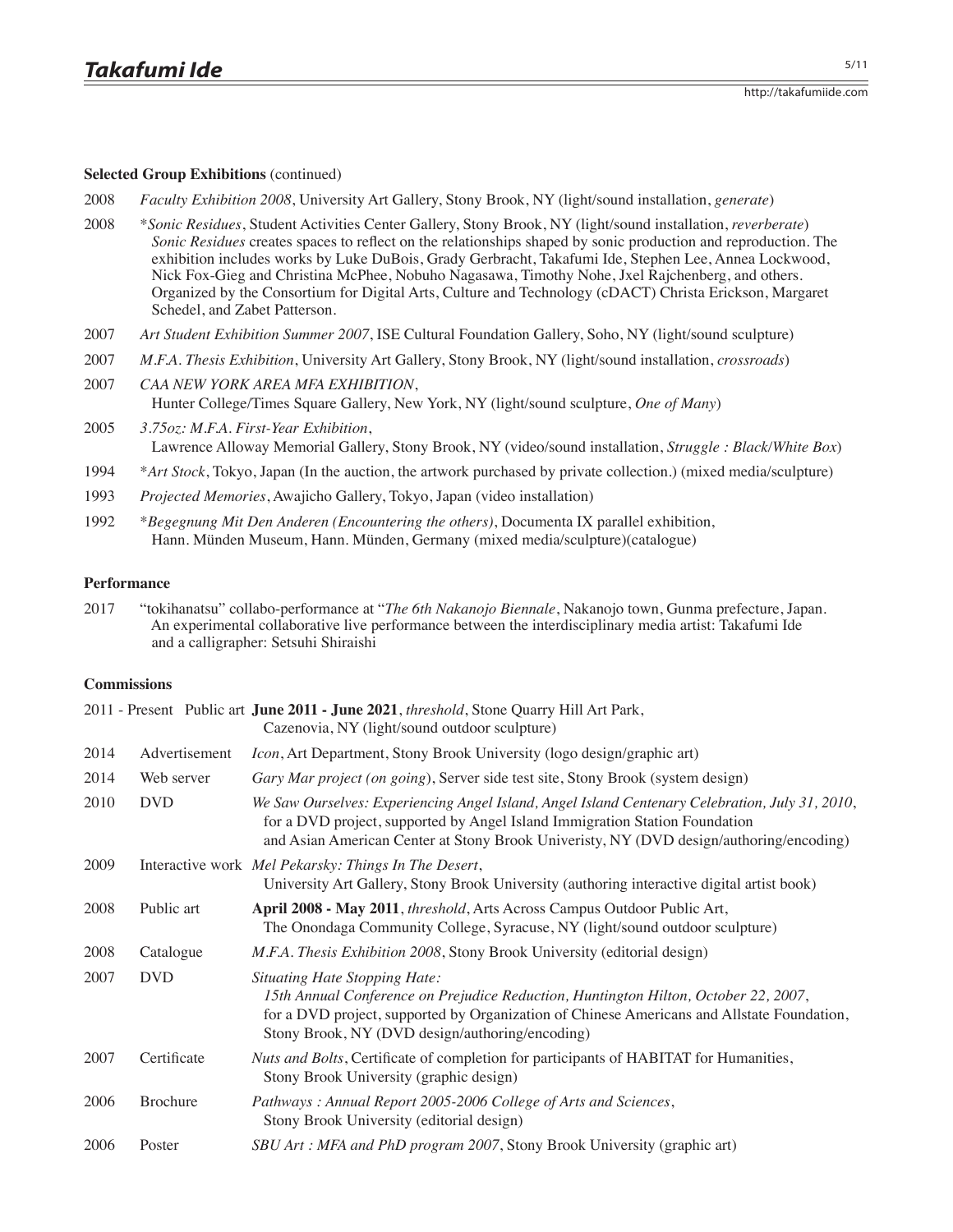### Selected Group Exhibitions (continued)

2008 *Faculty Exhibition 2008*, University Art Gallery, Stony Brook, NY (light/sound installation, *generate*)

2008 \**Sonic Residues*, Student Activities Center Gallery, Stony Brook, NY (light/sound installation, *reverberate*)
*Sonic Residues* creates spaces to reflect on the relationships shaped by sonic production and reproduction. The exhibition includes works by Luke DuBois, Grady Gerbracht, Takafumi Ide, Stephen Lee, Annea Lockwood, Nick Fox-Gieg and Christina McPhee, Nobuho Nagasawa, Timothy Nohe, Jxel Rajchenberg, and others. Organized by the Consortium for Digital Arts, Culture and Technology (cDACT) Christa Erickson, Margaret Schedel, and Zabet Patterson.

2007 *Art Student Exhibition Summer 2007*, ISE Cultural Foundation Gallery, Soho, NY (light/sound sculpture)

2007 *M.F.A. Thesis Exhibition*, University Art Gallery, Stony Brook, NY (light/sound installation, *crossroads*)

2007 *CAA NEW YORK AREA MFA EXHIBITION*,
Hunter College/Times Square Gallery, New York, NY (light/sound sculpture, *One of Many*)

2005 *3.75oz: M.F.A. First-Year Exhibition*,
Lawrence Alloway Memorial Gallery, Stony Brook, NY (video/sound installation, *Struggle : Black/White Box*)

1994 \**Art Stock*, Tokyo, Japan (In the auction, the artwork purchased by private collection.) (mixed media/sculpture)

1993 *Projected Memories*, Awajicho Gallery, Tokyo, Japan (video installation)

1992 \**Begegnung Mit Den Anderen (Encountering the others)*, Documenta IX parallel exhibition,
Hann. Münden Museum, Hann. Münden, Germany (mixed media/sculpture)(catalogue)

### Performance

2017 "tokihanatsu" collabo-performance at "*The 6th Nakanojo Biennale*, Nakanojo town, Gunma prefecture, Japan.
An experimental collaborative live performance between the interdisciplinary media artist: Takafumi Ide and a calligrapher: Setsuhi Shiraishi

### Commissions

2011 - Present Public art **June 2011 - June 2021**, *threshold*, Stone Quarry Hill Art Park,
Cazenovia, NY (light/sound outdoor sculpture)

2014 Advertisement *Icon*, Art Department, Stony Brook University (logo design/graphic art)

2014 Web server *Gary Mar project (on going)*, Server side test site, Stony Brook (system design)

2010 DVD *We Saw Ourselves: Experiencing Angel Island, Angel Island Centenary Celebration, July 31, 2010*,
for a DVD project, supported by Angel Island Immigration Station Foundation
and Asian American Center at Stony Brook Univeristy, NY (DVD design/authoring/encoding)

2009 Interactive work *Mel Pekarsky: Things In The Desert*,
University Art Gallery, Stony Brook University (authoring interactive digital artist book)

2008 Public art **April 2008 - May 2011**, *threshold*, Arts Across Campus Outdoor Public Art,
The Onondaga Community College, Syracuse, NY (light/sound outdoor sculpture)

2008 Catalogue *M.F.A. Thesis Exhibition 2008*, Stony Brook University (editorial design)

2007 DVD *Situating Hate Stopping Hate:*
*15th Annual Conference on Prejudice Reduction, Huntington Hilton, October 22, 2007*,
for a DVD project, supported by Organization of Chinese Americans and Allstate Foundation,
Stony Brook, NY (DVD design/authoring/encoding)

2007 Certificate *Nuts and Bolts*, Certificate of completion for participants of HABITAT for Humanities,
Stony Brook University (graphic design)

2006 Brochure *Pathways : Annual Report 2005-2006 College of Arts and Sciences*,
Stony Brook University (editorial design)

2006 Poster *SBU Art : MFA and PhD program 2007*, Stony Brook University (graphic art)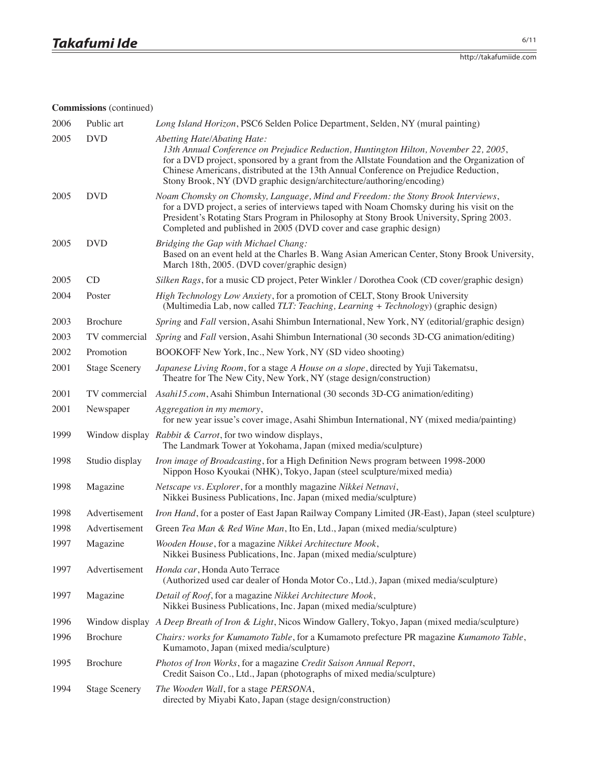**Commissions** (continued)

| | | |
|---|---|---|
| 2006 | Public art | *Long Island Horizon*, PSC6 Selden Police Department, Selden, NY (mural painting) |
| 2005 | DVD | *Abetting Hate/Abating Hate: 13th Annual Conference on Prejudice Reduction, Huntington Hilton, November 22, 2005*, for a DVD project, sponsored by a grant from the Allstate Foundation and the Organization of Chinese Americans, distributed at the 13th Annual Conference on Prejudice Reduction, Stony Brook, NY (DVD graphic design/architecture/authoring/encoding) |
| 2005 | DVD | *Noam Chomsky on Chomsky, Language, Mind and Freedom: the Stony Brook Interviews*, for a DVD project, a series of interviews taped with Noam Chomsky during his visit on the President's Rotating Stars Program in Philosophy at Stony Brook University, Spring 2003. Completed and published in 2005 (DVD cover and case graphic design) |
| 2005 | DVD | *Bridging the Gap with Michael Chang:* Based on an event held at the Charles B. Wang Asian American Center, Stony Brook University, March 18th, 2005. (DVD cover/graphic design) |
| 2005 | CD | *Silken Rags*, for a music CD project, Peter Winkler / Dorothea Cook (CD cover/graphic design) |
| 2004 | Poster | *High Technology Low Anxiety*, for a promotion of CELT, Stony Brook University (Multimedia Lab, now called *TLT: Teaching, Learning + Technology*) (graphic design) |
| 2003 | Brochure | *Spring* and *Fall* version, Asahi Shimbun International, New York, NY (editorial/graphic design) |
| 2003 | TV commercial | *Spring* and *Fall* version, Asahi Shimbun International (30 seconds 3D-CG animation/editing) |
| 2002 | Promotion | BOOKOFF New York, Inc., New York, NY (SD video shooting) |
| 2001 | Stage Scenery | *Japanese Living Room*, for a stage *A House on a slope*, directed by Yuji Takematsu, Theatre for The New City, New York, NY (stage design/construction) |
| 2001 | TV commercial | *Asahi15.com*, Asahi Shimbun International (30 seconds 3D-CG animation/editing) |
| 2001 | Newspaper | *Aggregation in my memory*, for new year issue's cover image, Asahi Shimbun International, NY (mixed media/painting) |
| 1999 | Window display | *Rabbit & Carrot*, for two window displays, The Landmark Tower at Yokohama, Japan (mixed media/sculpture) |
| 1998 | Studio display | *Iron image of Broadcasting*, for a High Definition News program between 1998-2000 Nippon Hoso Kyoukai (NHK), Tokyo, Japan (steel sculpture/mixed media) |
| 1998 | Magazine | *Netscape vs. Explorer*, for a monthly magazine *Nikkei Netnavi*, Nikkei Business Publications, Inc. Japan (mixed media/sculpture) |
| 1998 | Advertisement | *Iron Hand*, for a poster of East Japan Railway Company Limited (JR-East), Japan (steel sculpture) |
| 1998 | Advertisement | Green *Tea Man & Red Wine Man*, Ito En, Ltd., Japan (mixed media/sculpture) |
| 1997 | Magazine | *Wooden House*, for a magazine *Nikkei Architecture Mook*, Nikkei Business Publications, Inc. Japan (mixed media/sculpture) |
| 1997 | Advertisement | *Honda car*, Honda Auto Terrace (Authorized used car dealer of Honda Motor Co., Ltd.), Japan (mixed media/sculpture) |
| 1997 | Magazine | *Detail of Roof*, for a magazine *Nikkei Architecture Mook*, Nikkei Business Publications, Inc. Japan (mixed media/sculpture) |
| 1996 | Window display | *A Deep Breath of Iron & Light*, Nicos Window Gallery, Tokyo, Japan (mixed media/sculpture) |
| 1996 | Brochure | *Chairs: works for Kumamoto Table*, for a Kumamoto prefecture PR magazine *Kumamoto Table*, Kumamoto, Japan (mixed media/sculpture) |
| 1995 | Brochure | *Photos of Iron Works*, for a magazine *Credit Saison Annual Report*, Credit Saison Co., Ltd., Japan (photographs of mixed media/sculpture) |
| 1994 | Stage Scenery | *The Wooden Wall*, for a stage *PERSONA*, directed by Miyabi Kato, Japan (stage design/construction) |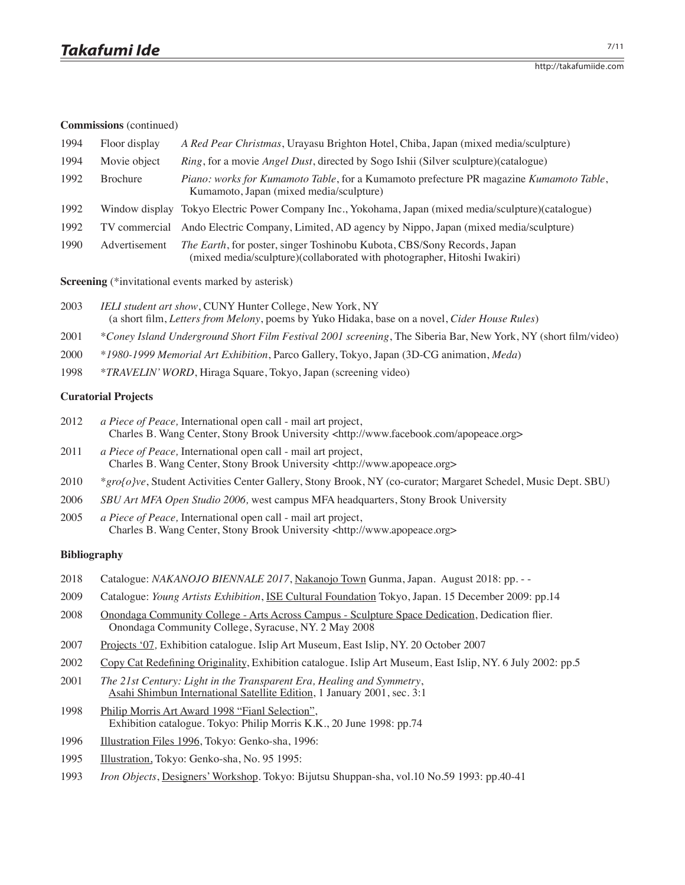**Commissions** (continued)

| | | |
|---|---|---|
| 1994 | Floor display | *A Red Pear Christmas*, Urayasu Brighton Hotel, Chiba, Japan (mixed media/sculpture) |
| 1994 | Movie object | *Ring*, for a movie *Angel Dust*, directed by Sogo Ishii (Silver sculpture)(catalogue) |
| 1992 | Brochure | *Piano: works for Kumamoto Table*, for a Kumamoto prefecture PR magazine *Kumamoto Table*, Kumamoto, Japan (mixed media/sculpture) |
| 1992 | Window display | Tokyo Electric Power Company Inc., Yokohama, Japan (mixed media/sculpture)(catalogue) |
| 1992 | TV commercial | Ando Electric Company, Limited, AD agency by Nippo, Japan (mixed media/sculpture) |
| 1990 | Advertisement | *The Earth*, for poster, singer Toshinobu Kubota, CBS/Sony Records, Japan (mixed media/sculpture)(collaborated with photographer, Hitoshi Iwakiri) |

**Screening** (*invitational events marked by asterisk)

- 2003 *IELI student art show*, CUNY Hunter College, New York, NY (a short film, *Letters from Melony*, poems by Yuko Hidaka, base on a novel, *Cider House Rules*)
- 2001 **Coney Island Underground Short Film Festival 2001 screening*, The Siberia Bar, New York, NY (short film/video)
- 2000 **1980-1999 Memorial Art Exhibition*, Parco Gallery, Tokyo, Japan (3D-CG animation, *Meda*)
- 1998 **TRAVELIN' WORD*, Hiraga Square, Tokyo, Japan (screening video)

**Curatorial Projects**

- 2012 *a Piece of Peace,* International open call - mail art project, Charles B. Wang Center, Stony Brook University <http://www.facebook.com/apopeace.org>
- 2011 *a Piece of Peace,* International open call - mail art project, Charles B. Wang Center, Stony Brook University <http://www.apopeace.org>
- 2010 **gro{o}ve*, Student Activities Center Gallery, Stony Brook, NY (co-curator; Margaret Schedel, Music Dept. SBU)
- 2006 *SBU Art MFA Open Studio 2006,* west campus MFA headquarters, Stony Brook University
- 2005 *a Piece of Peace,* International open call - mail art project, Charles B. Wang Center, Stony Brook University <http://www.apopeace.org>

**Bibliography**

- 2018 Catalogue: *NAKANOJO BIENNALE 2017*, Nakanojo Town Gunma, Japan. August 2018: pp. - -
- 2009 Catalogue: *Young Artists Exhibition*, ISE Cultural Foundation Tokyo, Japan. 15 December 2009: pp.14
- 2008 Onondaga Community College - Arts Across Campus - Sculpture Space Dedication, Dedication flier. Onondaga Community College, Syracuse, NY. 2 May 2008
- 2007 Projects '07, Exhibition catalogue. Islip Art Museum, East Islip, NY. 20 October 2007
- 2002 Copy Cat Redefining Originality, Exhibition catalogue. Islip Art Museum, East Islip, NY. 6 July 2002: pp.5
- 2001 *The 21st Century: Light in the Transparent Era, Healing and Symmetry*, Asahi Shimbun International Satellite Edition, 1 January 2001, sec. 3:1
- 1998 Philip Morris Art Award 1998 "Fianl Selection", Exhibition catalogue. Tokyo: Philip Morris K.K., 20 June 1998: pp.74
- 1996 Illustration Files 1996, Tokyo: Genko-sha, 1996:
- 1995 Illustration, Tokyo: Genko-sha, No. 95 1995:
- 1993 *Iron Objects*, Designers' Workshop. Tokyo: Bijutsu Shuppan-sha, vol.10 No.59 1993: pp.40-41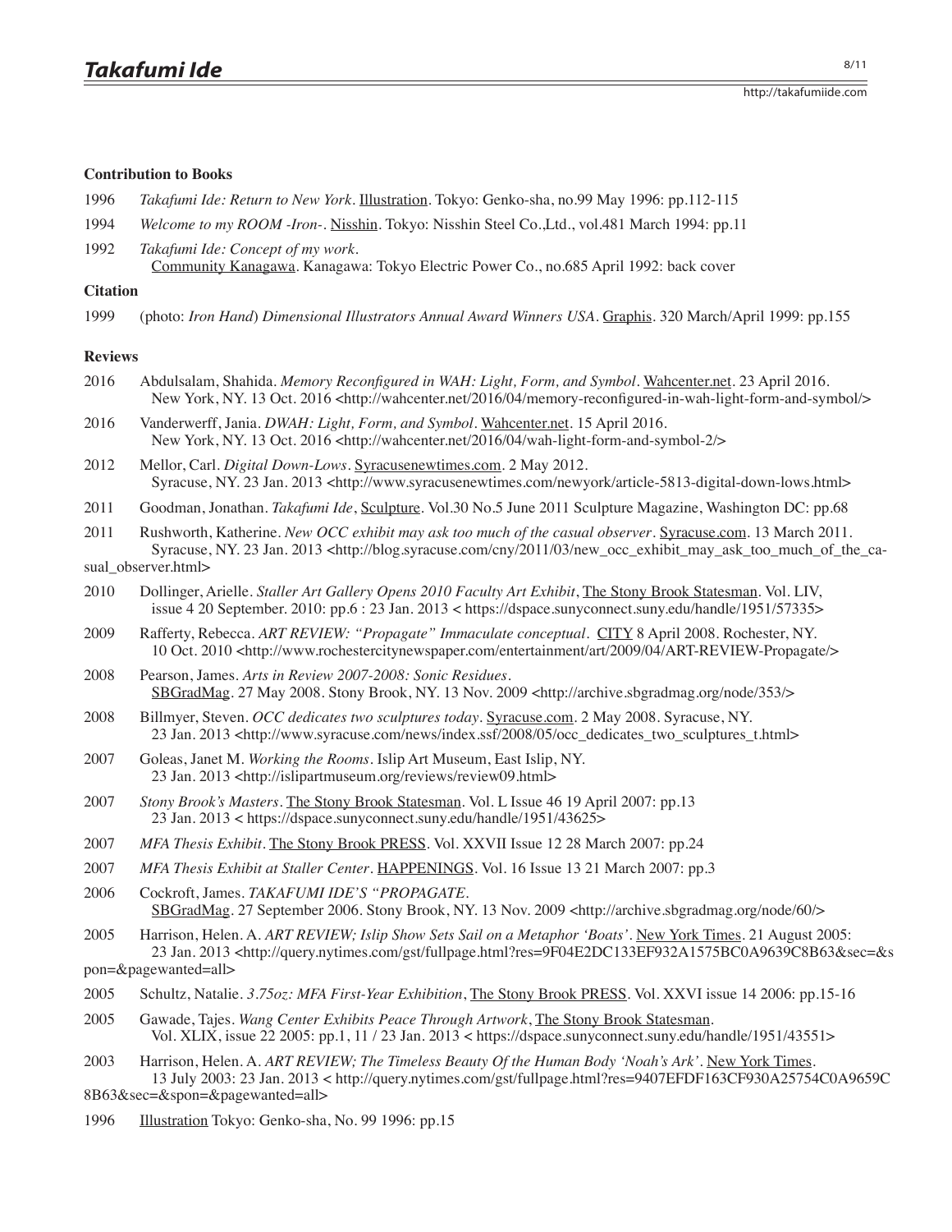### Contribution to Books

1996 *Takafumi Ide: Return to New York*. Illustration. Tokyo: Genko-sha, no.99 May 1996: pp.112-115

1994 *Welcome to my ROOM -Iron-*. Nisshin. Tokyo: Nisshin Steel Co.,Ltd., vol.481 March 1994: pp.11

1992 *Takafumi Ide: Concept of my work*.
Community Kanagawa. Kanagawa: Tokyo Electric Power Co., no.685 April 1992: back cover

### Citation

1999 (photo: *Iron Hand*) *Dimensional Illustrators Annual Award Winners USA*. Graphis. 320 March/April 1999: pp.155

### Reviews

2016 Abdulsalam, Shahida. *Memory Reconfigured in WAH: Light, Form, and Symbol*. Wahcenter.net. 23 April 2016. New York, NY. 13 Oct. 2016 <http://wahcenter.net/2016/04/memory-reconfigured-in-wah-light-form-and-symbol/>

2016 Vanderwerff, Jania. *DWAH: Light, Form, and Symbol*. Wahcenter.net. 15 April 2016. New York, NY. 13 Oct. 2016 <http://wahcenter.net/2016/04/wah-light-form-and-symbol-2/>

2012 Mellor, Carl. *Digital Down-Lows*. Syracusenewtimes.com. 2 May 2012. Syracuse, NY. 23 Jan. 2013 <http://www.syracusenewtimes.com/newyork/article-5813-digital-down-lows.html>

2011 Goodman, Jonathan. *Takafumi Ide*, Sculpture. Vol.30 No.5 June 2011 Sculpture Magazine, Washington DC: pp.68

2011 Rushworth, Katherine. *New OCC exhibit may ask too much of the casual observer*. Syracuse.com. 13 March 2011. Syracuse, NY. 23 Jan. 2013 <http://blog.syracuse.com/cny/2011/03/new_occ_exhibit_may_ask_too_much_of_the_casual_observer.html>

2010 Dollinger, Arielle. *Staller Art Gallery Opens 2010 Faculty Art Exhibit*, The Stony Brook Statesman. Vol. LIV, issue 4 20 September. 2010: pp.6 : 23 Jan. 2013 < https://dspace.sunyconnect.suny.edu/handle/1951/57335>

2009 Rafferty, Rebecca. *ART REVIEW: "Propagate" Immaculate conceptual*. CITY 8 April 2008. Rochester, NY. 10 Oct. 2010 <http://www.rochestercitynewspaper.com/entertainment/art/2009/04/ART-REVIEW-Propagate/>

2008 Pearson, James. *Arts in Review 2007-2008: Sonic Residues*. SBGradMag. 27 May 2008. Stony Brook, NY. 13 Nov. 2009 <http://archive.sbgradmag.org/node/353/>

2008 Billmyer, Steven. *OCC dedicates two sculptures today*. Syracuse.com. 2 May 2008. Syracuse, NY. 23 Jan. 2013 <http://www.syracuse.com/news/index.ssf/2008/05/occ_dedicates_two_sculptures_t.html>

2007 Goleas, Janet M. *Working the Rooms*. Islip Art Museum, East Islip, NY. 23 Jan. 2013 <http://islipartmuseum.org/reviews/review09.html>

2007 *Stony Brook's Masters*. The Stony Brook Statesman. Vol. L Issue 46 19 April 2007: pp.13 23 Jan. 2013 < https://dspace.sunyconnect.suny.edu/handle/1951/43625>

2007 *MFA Thesis Exhibit*. The Stony Brook PRESS. Vol. XXVII Issue 12 28 March 2007: pp.24

2007 *MFA Thesis Exhibit at Staller Center*. HAPPENINGS. Vol. 16 Issue 13 21 March 2007: pp.3

2006 Cockroft, James. *TAKAFUMI IDE'S "PROPAGATE*. SBGradMag. 27 September 2006. Stony Brook, NY. 13 Nov. 2009 <http://archive.sbgradmag.org/node/60/>

2005 Harrison, Helen. A. *ART REVIEW; Islip Show Sets Sail on a Metaphor 'Boats'*. New York Times. 21 August 2005: 23 Jan. 2013 <http://query.nytimes.com/gst/fullpage.html?res=9F04E2DC133EF932A1575BC0A9639C8B63&sec=&spon=&pagewanted=all>

2005 Schultz, Natalie. *3.75oz: MFA First-Year Exhibition*, The Stony Brook PRESS. Vol. XXVI issue 14 2006: pp.15-16

2005 Gawade, Tajes. *Wang Center Exhibits Peace Through Artwork*, The Stony Brook Statesman. Vol. XLIX, issue 22 2005: pp.1, 11 / 23 Jan. 2013 < https://dspace.sunyconnect.suny.edu/handle/1951/43551>

2003 Harrison, Helen. A. *ART REVIEW; The Timeless Beauty Of the Human Body 'Noah's Ark'*. New York Times. 13 July 2003: 23 Jan. 2013 < http://query.nytimes.com/gst/fullpage.html?res=9407EFDF163CF930A25754C0A9659C8B63&sec=&spon=&pagewanted=all>

1996 Illustration Tokyo: Genko-sha, No. 99 1996: pp.15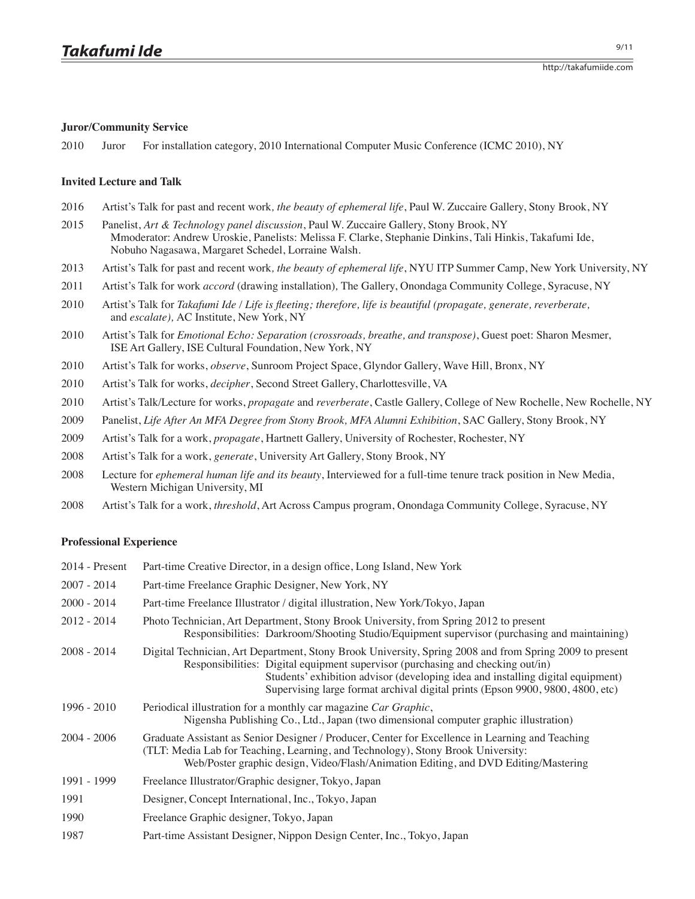### Juror/Community Service

2010 Juror For installation category, 2010 International Computer Music Conference (ICMC 2010), NY

### Invited Lecture and Talk

2016 Artist's Talk for past and recent work*, the beauty of ephemeral life*, Paul W. Zuccaire Gallery, Stony Brook, NY

2015 Panelist, *Art & Technology panel discussion*, Paul W. Zuccaire Gallery, Stony Brook, NY
Mmoderator: Andrew Uroskie, Panelists: Melissa F. Clarke, Stephanie Dinkins, Tali Hinkis, Takafumi Ide, Nobuho Nagasawa, Margaret Schedel, Lorraine Walsh.

2013 Artist's Talk for past and recent work*, the beauty of ephemeral life*, NYU ITP Summer Camp, New York University, NY

2011 Artist's Talk for work *accord* (drawing installation)*,* The Gallery, Onondaga Community College, Syracuse, NY

2010 Artist's Talk for *Takafumi Ide / Life is fleeting; therefore, life is beautiful (propagate, generate, reverberate,* and *escalate),* AC Institute, New York, NY

2010 Artist's Talk for *Emotional Echo: Separation (crossroads, breathe, and transpose)*, Guest poet: Sharon Mesmer, ISE Art Gallery, ISE Cultural Foundation, New York, NY

2010 Artist's Talk for works, *observe*, Sunroom Project Space, Glyndor Gallery, Wave Hill, Bronx, NY

2010 Artist's Talk for works, *decipher*, Second Street Gallery, Charlottesville, VA

2010 Artist's Talk/Lecture for works, *propagate* and *reverberate*, Castle Gallery, College of New Rochelle, New Rochelle, NY

2009 Panelist, *Life After An MFA Degree from Stony Brook, MFA Alumni Exhibition*, SAC Gallery, Stony Brook, NY

2009 Artist's Talk for a work, *propagate*, Hartnett Gallery, University of Rochester, Rochester, NY

2008 Artist's Talk for a work, *generate*, University Art Gallery, Stony Brook, NY

2008 Lecture for *ephemeral human life and its beauty*, Interviewed for a full-time tenure track position in New Media, Western Michigan University, MI

2008 Artist's Talk for a work, *threshold*, Art Across Campus program, Onondaga Community College, Syracuse, NY

### Professional Experience

2014 - Present Part-time Creative Director, in a design office, Long Island, New York

2007 - 2014 Part-time Freelance Graphic Designer, New York, NY

2000 - 2014 Part-time Freelance Illustrator / digital illustration, New York/Tokyo, Japan

2012 - 2014 Photo Technician, Art Department, Stony Brook University, from Spring 2012 to present
Responsibilities: Darkroom/Shooting Studio/Equipment supervisor (purchasing and maintaining)

2008 - 2014 Digital Technician, Art Department, Stony Brook University, Spring 2008 and from Spring 2009 to present
Responsibilities: Digital equipment supervisor (purchasing and checking out/in)
Students' exhibition advisor (developing idea and installing digital equipment)
Supervising large format archival digital prints (Epson 9900, 9800, 4800, etc)

1996 - 2010 Periodical illustration for a monthly car magazine *Car Graphic*,
Nigensha Publishing Co., Ltd., Japan (two dimensional computer graphic illustration)

2004 - 2006 Graduate Assistant as Senior Designer / Producer, Center for Excellence in Learning and Teaching (TLT: Media Lab for Teaching, Learning, and Technology), Stony Brook University:
Web/Poster graphic design, Video/Flash/Animation Editing, and DVD Editing/Mastering

1991 - 1999 Freelance Illustrator/Graphic designer, Tokyo, Japan

1991 Designer, Concept International, Inc., Tokyo, Japan

1990 Freelance Graphic designer, Tokyo, Japan

1987 Part-time Assistant Designer, Nippon Design Center, Inc., Tokyo, Japan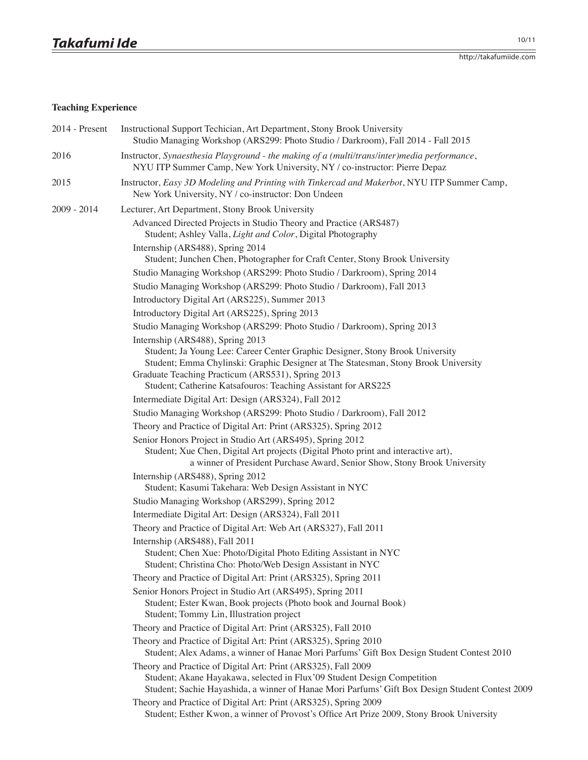### Teaching Experience

**2014 - Present** Instructional Support Techician, Art Department, Stony Brook University
Studio Managing Workshop (ARS299: Photo Studio / Darkroom), Fall 2014 - Fall 2015

**2016** Instructor*, Synaesthesia Playground - the making of a (multi/trans/inter)media performance*, NYU ITP Summer Camp, New York University, NY / co-instructor: Pierre Depaz

**2015** Instructor*, Easy 3D Modeling and Printing with Tinkercad and Makerbot*, NYU ITP Summer Camp, New York University, NY / co-instructor: Don Undeen

**2009 - 2014** Lecturer, Art Department, Stony Brook University

- Advanced Directed Projects in Studio Theory and Practice (ARS487)
  - Student; Ashley Valla, *Light and Color*, Digital Photography
- Internship (ARS488), Spring 2014
  - Student; Junchen Chen, Photographer for Craft Center, Stony Brook University
- Studio Managing Workshop (ARS299: Photo Studio / Darkroom), Spring 2014
- Studio Managing Workshop (ARS299: Photo Studio / Darkroom), Fall 2013
- Introductory Digital Art (ARS225), Summer 2013
- Introductory Digital Art (ARS225), Spring 2013
- Studio Managing Workshop (ARS299: Photo Studio / Darkroom), Spring 2013
- Internship (ARS488), Spring 2013
  - Student; Ja Young Lee: Career Center Graphic Designer, Stony Brook University
  - Student; Emma Chylinski: Graphic Designer at The Statesman, Stony Brook University
- Graduate Teaching Practicum (ARS531), Spring 2013
  - Student; Catherine Katsafouros: Teaching Assistant for ARS225
- Intermediate Digital Art: Design (ARS324), Fall 2012
- Studio Managing Workshop (ARS299: Photo Studio / Darkroom), Fall 2012
- Theory and Practice of Digital Art: Print (ARS325), Spring 2012
- Senior Honors Project in Studio Art (ARS495), Spring 2012
  - Student; Xue Chen, Digital Art projects (Digital Photo print and interactive art), a winner of President Purchase Award, Senior Show, Stony Brook University
- Internship (ARS488), Spring 2012
  - Student; Kasumi Takehara: Web Design Assistant in NYC
- Studio Managing Workshop (ARS299), Spring 2012
- Intermediate Digital Art: Design (ARS324), Fall 2011
- Theory and Practice of Digital Art: Web Art (ARS327), Fall 2011
- Internship (ARS488), Fall 2011
  - Student; Chen Xue: Photo/Digital Photo Editing Assistant in NYC
  - Student; Christina Cho: Photo/Web Design Assistant in NYC
- Theory and Practice of Digital Art: Print (ARS325), Spring 2011
- Senior Honors Project in Studio Art (ARS495), Spring 2011
  - Student; Ester Kwan, Book projects (Photo book and Journal Book)
  - Student; Tommy Lin, Illustration project
- Theory and Practice of Digital Art: Print (ARS325), Fall 2010
- Theory and Practice of Digital Art: Print (ARS325), Spring 2010
  - Student; Alex Adams, a winner of Hanae Mori Parfums' Gift Box Design Student Contest 2010
- Theory and Practice of Digital Art: Print (ARS325), Fall 2009
  - Student; Akane Hayakawa, selected in Flux'09 Student Design Competition
  - Student; Sachie Hayashida, a winner of Hanae Mori Parfums' Gift Box Design Student Contest 2009
- Theory and Practice of Digital Art: Print (ARS325), Spring 2009
  - Student; Esther Kwon, a winner of Provost's Office Art Prize 2009, Stony Brook University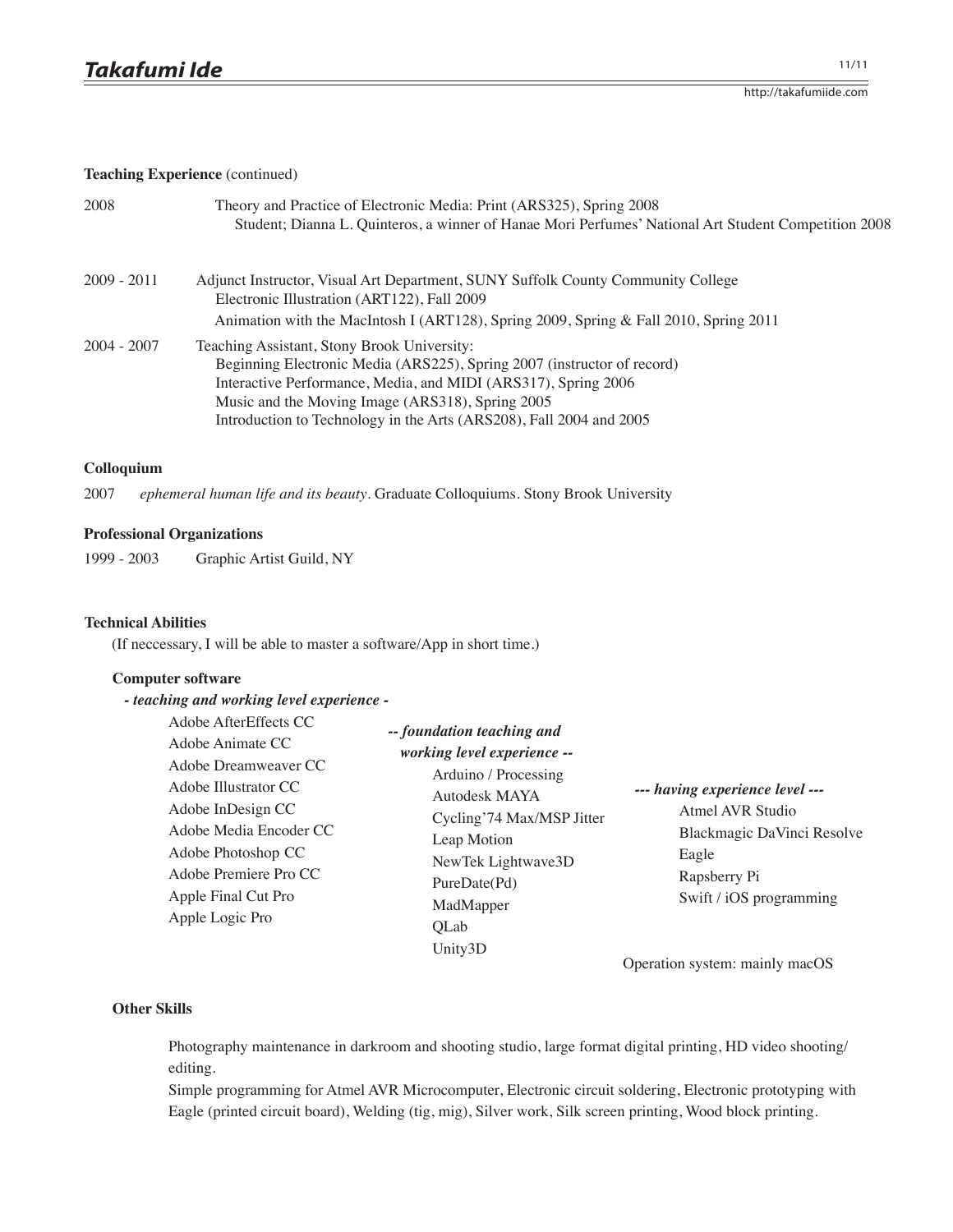**Teaching Experience** (continued)

2008 Theory and Practice of Electronic Media: Print (ARS325), Spring 2008
Student; Dianna L. Quinteros, a winner of Hanae Mori Perfumes' National Art Student Competition 2008

2009 - 2011 Adjunct Instructor, Visual Art Department, SUNY Suffolk County Community College
Electronic Illustration (ART122), Fall 2009
Animation with the MacIntosh I (ART128), Spring 2009, Spring & Fall 2010, Spring 2011

2004 - 2007 Teaching Assistant, Stony Brook University:
Beginning Electronic Media (ARS225), Spring 2007 (instructor of record)
Interactive Performance, Media, and MIDI (ARS317), Spring 2006
Music and the Moving Image (ARS318), Spring 2005
Introduction to Technology in the Arts (ARS208), Fall 2004 and 2005

**Colloquium**

2007 *ephemeral human life and its beauty*. Graduate Colloquiums. Stony Brook University

**Professional Organizations**

1999 - 2003 Graphic Artist Guild, NY

**Technical Abilities**

(If neccessary, I will be able to master a software/App in short time.)

**Computer software**

***- teaching and working level experience -***

- Adobe AfterEffects CC
- Adobe Animate CC
- Adobe Dreamweaver CC
- Adobe Illustrator CC
- Adobe InDesign CC
- Adobe Media Encoder CC
- Adobe Photoshop CC
- Adobe Premiere Pro CC
- Apple Final Cut Pro
- Apple Logic Pro

***-- foundation teaching and working level experience --***

- Arduino / Processing
- Autodesk MAYA
- Cycling'74 Max/MSP Jitter
- Leap Motion
- NewTek Lightwave3D
- PureDate(Pd)
- MadMapper
- QLab
- Unity3D

***--- having experience level ---***

- Atmel AVR Studio
- Blackmagic DaVinci Resolve
- Eagle
- Rapsberry Pi
- Swift / iOS programming

Operation system: mainly macOS

**Other Skills**

Photography maintenance in darkroom and shooting studio, large format digital printing, HD video shooting/ editing.
Simple programming for Atmel AVR Microcomputer, Electronic circuit soldering, Electronic prototyping with Eagle (printed circuit board), Welding (tig, mig), Silver work, Silk screen printing, Wood block printing.